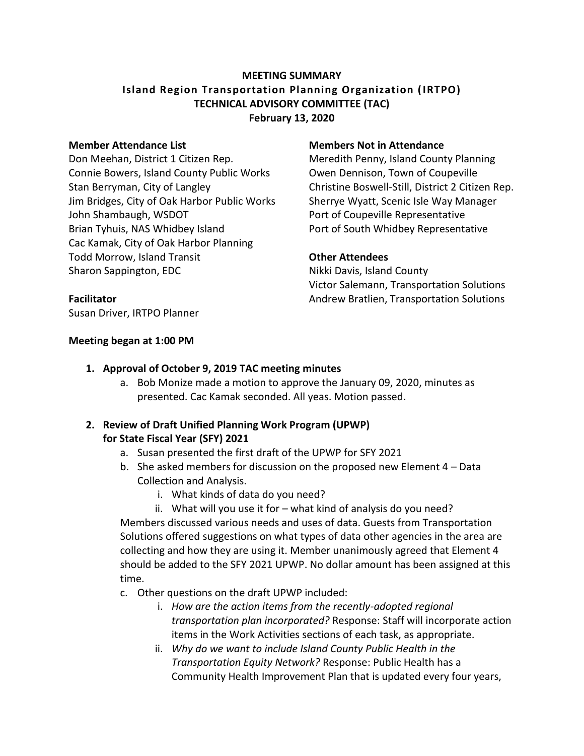**MEETING SUMMARY**
**Island Region Transportation Planning Organization (IRTPO)**
**TECHNICAL ADVISORY COMMITTEE (TAC)**
**February 13, 2020**

**Member Attendance List**
Don Meehan, District 1 Citizen Rep.
Connie Bowers, Island County Public Works
Stan Berryman, City of Langley
Jim Bridges, City of Oak Harbor Public Works
John Shambaugh, WSDOT
Brian Tyhuis, NAS Whidbey Island
Cac Kamak, City of Oak Harbor Planning
Todd Morrow, Island Transit
Sharon Sappington, EDC

**Facilitator**
Susan Driver, IRTPO Planner

**Members Not in Attendance**
Meredith Penny, Island County Planning
Owen Dennison, Town of Coupeville
Christine Boswell-Still, District 2 Citizen Rep.
Sherrye Wyatt, Scenic Isle Way Manager
Port of Coupeville Representative
Port of South Whidbey Representative

**Other Attendees**
Nikki Davis, Island County
Victor Salemann, Transportation Solutions
Andrew Bratlien, Transportation Solutions

**Meeting began at 1:00 PM**

1. **Approval of October 9, 2019 TAC meeting minutes**
   a. Bob Monize made a motion to approve the January 09, 2020, minutes as presented. Cac Kamak seconded. All yeas. Motion passed.

2. **Review of Draft Unified Planning Work Program (UPWP) for State Fiscal Year (SFY) 2021**
   a. Susan presented the first draft of the UPWP for SFY 2021
   b. She asked members for discussion on the proposed new Element 4 – Data Collection and Analysis.
      i. What kinds of data do you need?
      ii. What will you use it for – what kind of analysis do you need?

   Members discussed various needs and uses of data. Guests from Transportation Solutions offered suggestions on what types of data other agencies in the area are collecting and how they are using it. Member unanimously agreed that Element 4 should be added to the SFY 2021 UPWP. No dollar amount has been assigned at this time.

   c. Other questions on the draft UPWP included:
      i. *How are the action items from the recently-adopted regional transportation plan incorporated?* Response: Staff will incorporate action items in the Work Activities sections of each task, as appropriate.
      ii. *Why do we want to include Island County Public Health in the Transportation Equity Network?* Response: Public Health has a Community Health Improvement Plan that is updated every four years,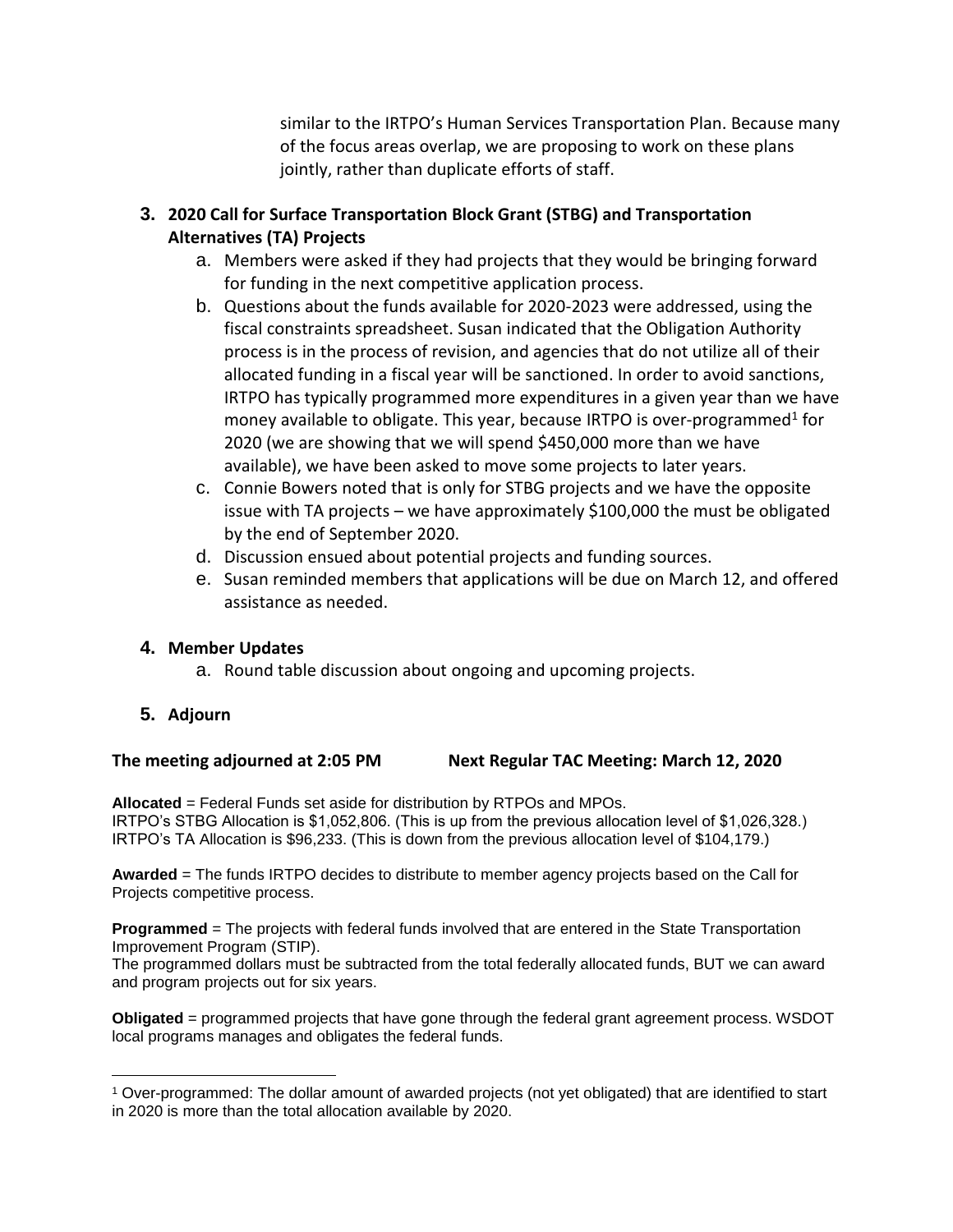similar to the IRTPO's Human Services Transportation Plan. Because many of the focus areas overlap, we are proposing to work on these plans jointly, rather than duplicate efforts of staff.

3. **2020 Call for Surface Transportation Block Grant (STBG) and Transportation Alternatives (TA) Projects**
   a. Members were asked if they had projects that they would be bringing forward for funding in the next competitive application process.
   b. Questions about the funds available for 2020-2023 were addressed, using the fiscal constraints spreadsheet. Susan indicated that the Obligation Authority process is in the process of revision, and agencies that do not utilize all of their allocated funding in a fiscal year will be sanctioned. In order to avoid sanctions, IRTPO has typically programmed more expenditures in a given year than we have money available to obligate. This year, because IRTPO is over-programmed[1] for 2020 (we are showing that we will spend $450,000 more than we have available), we have been asked to move some projects to later years.
   c. Connie Bowers noted that is only for STBG projects and we have the opposite issue with TA projects – we have approximately $100,000 the must be obligated by the end of September 2020.
   d. Discussion ensued about potential projects and funding sources.
   e. Susan reminded members that applications will be due on March 12, and offered assistance as needed.

4. **Member Updates**
   a. Round table discussion about ongoing and upcoming projects.

5. **Adjourn**

**The meeting adjourned at 2:05 PM    Next Regular TAC Meeting: March 12, 2020**

**Allocated** = Federal Funds set aside for distribution by RTPOs and MPOs.
IRTPO's STBG Allocation is $1,052,806. (This is up from the previous allocation level of $1,026,328.)
IRTPO's TA Allocation is $96,233. (This is down from the previous allocation level of $104,179.)

**Awarded** = The funds IRTPO decides to distribute to member agency projects based on the Call for Projects competitive process.

**Programmed** = The projects with federal funds involved that are entered in the State Transportation Improvement Program (STIP).
The programmed dollars must be subtracted from the total federally allocated funds, BUT we can award and program projects out for six years.

**Obligated** = programmed projects that have gone through the federal grant agreement process. WSDOT local programs manages and obligates the federal funds.

[1] Over-programmed: The dollar amount of awarded projects (not yet obligated) that are identified to start in 2020 is more than the total allocation available by 2020.